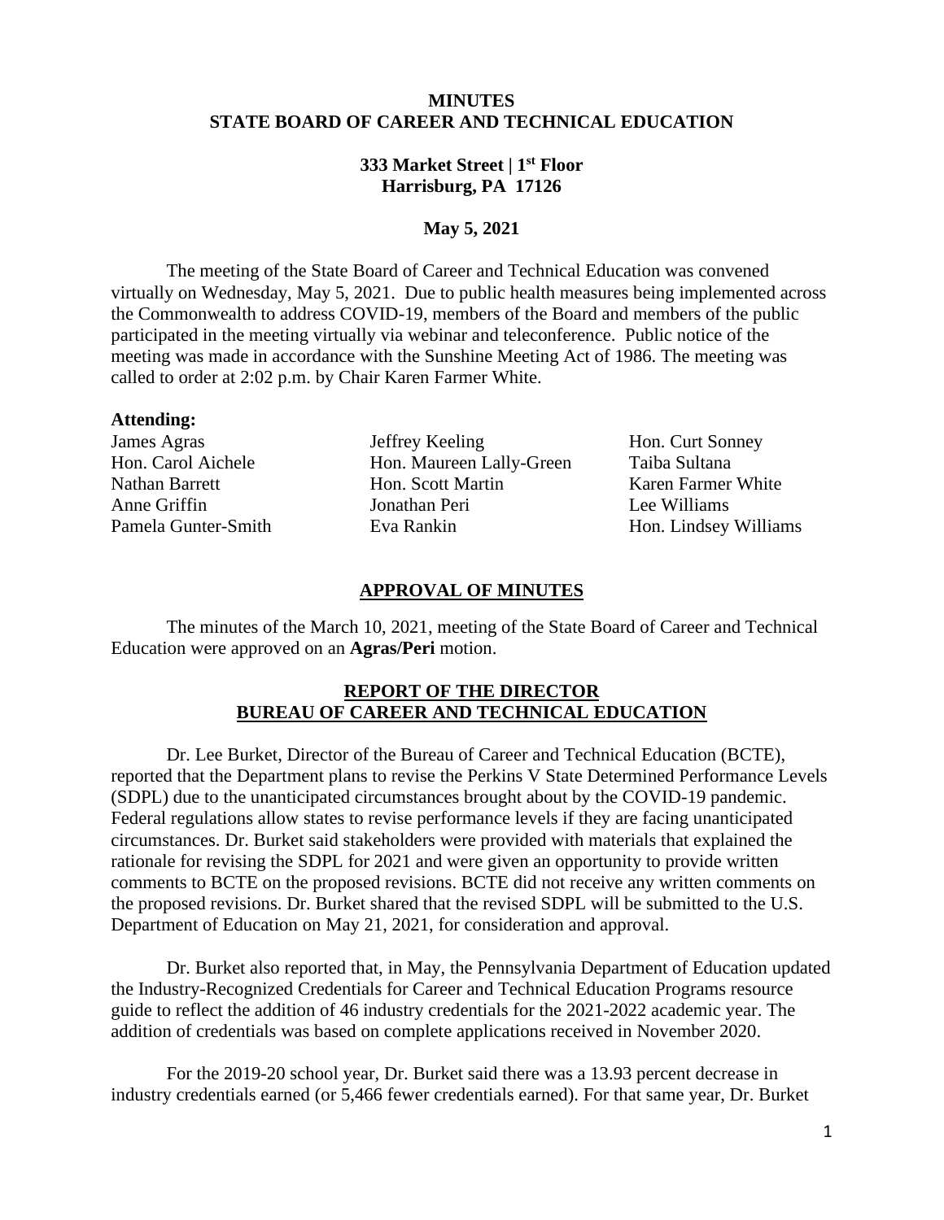# MINUTES
# STATE BOARD OF CAREER AND TECHNICAL EDUCATION

**333 Market Street | 1st Floor**
**Harrisburg, PA 17126**

**May 5, 2021**

The meeting of the State Board of Career and Technical Education was convened virtually on Wednesday, May 5, 2021. Due to public health measures being implemented across the Commonwealth to address COVID-19, members of the Board and members of the public participated in the meeting virtually via webinar and teleconference. Public notice of the meeting was made in accordance with the Sunshine Meeting Act of 1986. The meeting was called to order at 2:02 p.m. by Chair Karen Farmer White.

**Attending:**

James Agras
Hon. Carol Aichele
Nathan Barrett
Anne Griffin
Pamela Gunter-Smith
Jeffrey Keeling
Hon. Maureen Lally-Green
Hon. Scott Martin
Jonathan Peri
Eva Rankin
Hon. Curt Sonney
Taiba Sultana
Karen Farmer White
Lee Williams
Hon. Lindsey Williams

## APPROVAL OF MINUTES

The minutes of the March 10, 2021, meeting of the State Board of Career and Technical Education were approved on an **Agras/Peri** motion.

## REPORT OF THE DIRECTOR
## BUREAU OF CAREER AND TECHNICAL EDUCATION

Dr. Lee Burket, Director of the Bureau of Career and Technical Education (BCTE), reported that the Department plans to revise the Perkins V State Determined Performance Levels (SDPL) due to the unanticipated circumstances brought about by the COVID-19 pandemic. Federal regulations allow states to revise performance levels if they are facing unanticipated circumstances. Dr. Burket said stakeholders were provided with materials that explained the rationale for revising the SDPL for 2021 and were given an opportunity to provide written comments to BCTE on the proposed revisions. BCTE did not receive any written comments on the proposed revisions. Dr. Burket shared that the revised SDPL will be submitted to the U.S. Department of Education on May 21, 2021, for consideration and approval.

Dr. Burket also reported that, in May, the Pennsylvania Department of Education updated the Industry-Recognized Credentials for Career and Technical Education Programs resource guide to reflect the addition of 46 industry credentials for the 2021-2022 academic year. The addition of credentials was based on complete applications received in November 2020.

For the 2019-20 school year, Dr. Burket said there was a 13.93 percent decrease in industry credentials earned (or 5,466 fewer credentials earned). For that same year, Dr. Burket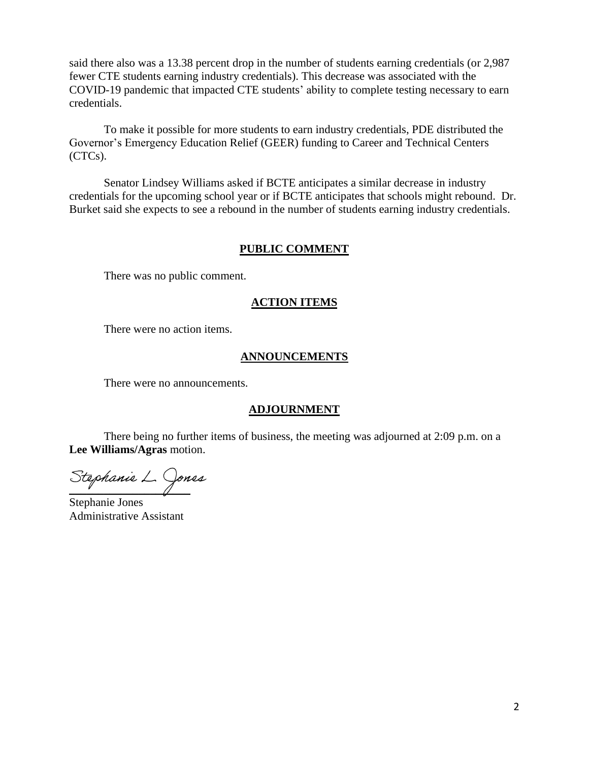said there also was a 13.38 percent drop in the number of students earning credentials (or 2,987 fewer CTE students earning industry credentials). This decrease was associated with the COVID-19 pandemic that impacted CTE students' ability to complete testing necessary to earn credentials.

To make it possible for more students to earn industry credentials, PDE distributed the Governor's Emergency Education Relief (GEER) funding to Career and Technical Centers (CTCs).

Senator Lindsey Williams asked if BCTE anticipates a similar decrease in industry credentials for the upcoming school year or if BCTE anticipates that schools might rebound. Dr. Burket said she expects to see a rebound in the number of students earning industry credentials.

## PUBLIC COMMENT

There was no public comment.

## ACTION ITEMS

There were no action items.

## ANNOUNCEMENTS

There were no announcements.

## ADJOURNMENT

There being no further items of business, the meeting was adjourned at 2:09 p.m. on a **Lee Williams/Agras** motion.

Stephanie L. Jones

Stephanie Jones
Administrative Assistant